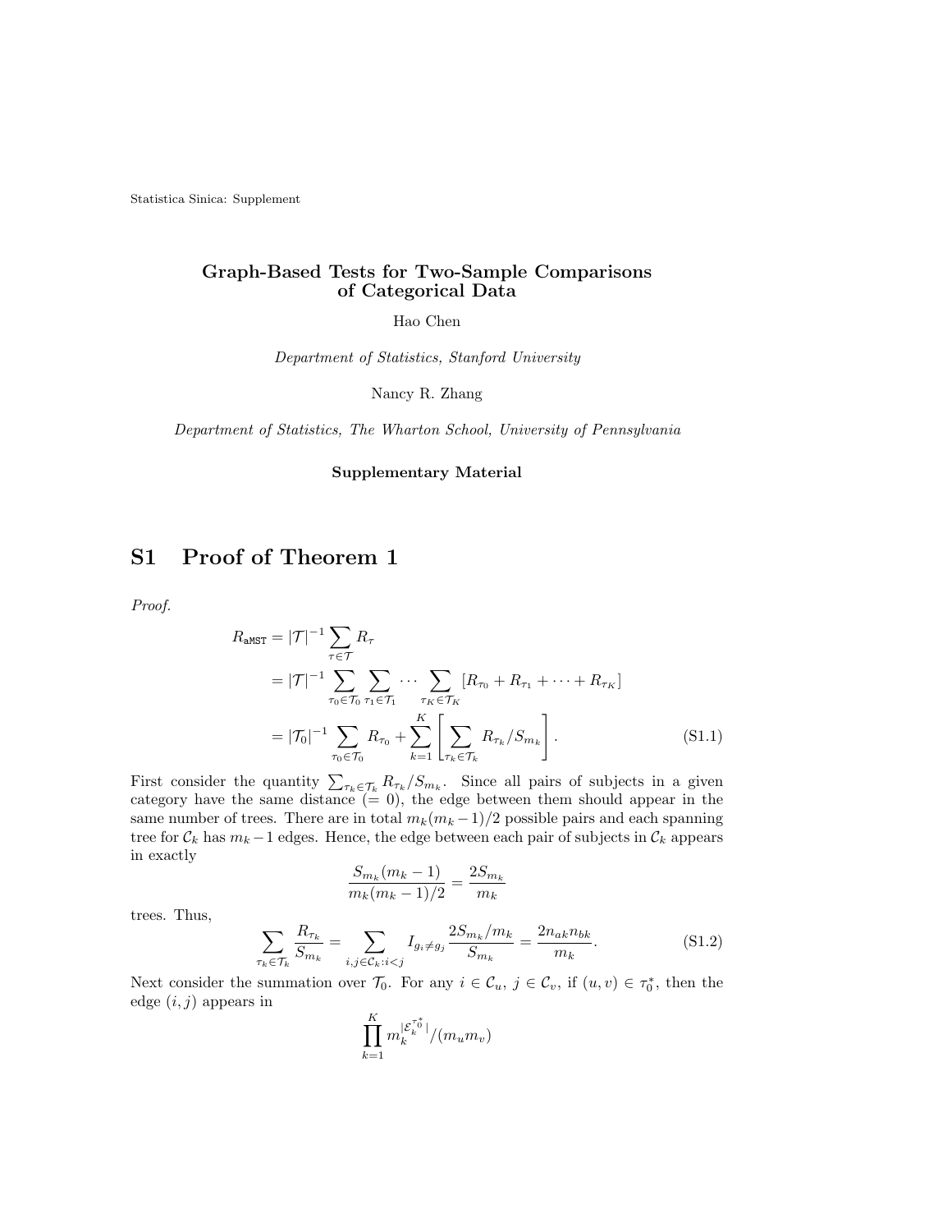# Graph-Based Tests for Two-Sample Comparisons of Categorical Data

Hao Chen

*Department of Statistics, Stanford University*

Nancy R. Zhang

*Department of Statistics, The Wharton School, University of Pennsylvania*

**Supplementary Material**

## S1 Proof of Theorem 1

*Proof.*

$$
\begin{aligned}
R_{\texttt{aMST}} &= |\mathcal{T}|^{-1} \sum_{\tau \in \mathcal{T}} R_\tau \\
&= |\mathcal{T}|^{-1} \sum_{\tau_0 \in \mathcal{T}_0} \sum_{\tau_1 \in \mathcal{T}_1} \cdots \sum_{\tau_K \in \mathcal{T}_K} [R_{\tau_0} + R_{\tau_1} + \cdots + R_{\tau_K}] \\
&= |\mathcal{T}_0|^{-1} \sum_{\tau_0 \in \mathcal{T}_0} R_{\tau_0} + \sum_{k=1}^{K} \left[ \sum_{\tau_k \in \mathcal{T}_k} R_{\tau_k} / S_{m_k} \right]. \qquad \text{(S1.1)}
\end{aligned}
$$

First consider the quantity $\sum_{\tau_k \in \mathcal{T}_k} R_{\tau_k}/S_{m_k}$. Since all pairs of subjects in a given category have the same distance (= 0), the edge between them should appear in the same number of trees. There are in total $m_k(m_k-1)/2$ possible pairs and each spanning tree for $\mathcal{C}_k$ has $m_k - 1$ edges. Hence, the edge between each pair of subjects in $\mathcal{C}_k$ appears in exactly

$$\frac{S_{m_k}(m_k - 1)}{m_k(m_k-1)/2} = \frac{2S_{m_k}}{m_k}$$

trees. Thus,

$$\sum_{\tau_k \in \mathcal{T}_k} \frac{R_{\tau_k}}{S_{m_k}} = \sum_{i,j \in \mathcal{C}_k : i<j} I_{g_i \neq g_j} \frac{2S_{m_k}/m_k}{S_{m_k}} = \frac{2n_{ak}n_{bk}}{m_k}. \qquad \text{(S1.2)}$$

Next consider the summation over $\mathcal{T}_0$. For any $i \in \mathcal{C}_u$, $j \in \mathcal{C}_v$, if $(u,v) \in \tau_0^*$, then the edge $(i,j)$ appears in

$$\prod_{k=1}^{K} m_k^{|\mathcal{E}_k^{\tau_0^*}|} / (m_u m_v)$$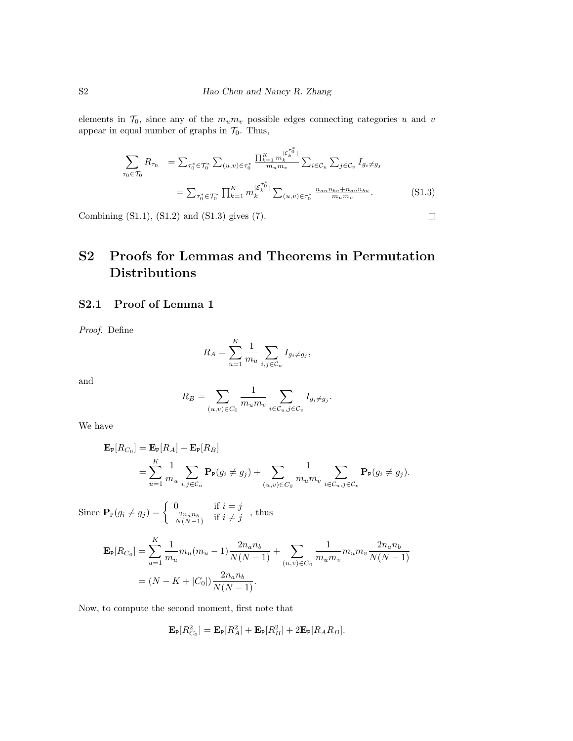elements in $\mathcal{T}_0$, since any of the $m_u m_v$ possible edges connecting categories $u$ and $v$ appear in equal number of graphs in $\mathcal{T}_0$. Thus,

$$
\begin{aligned}
\sum_{\tau_0 \in \mathcal{T}_0} R_{\tau_0} &= \sum_{\tau_0^* \in \mathcal{T}_0^*} \sum_{(u,v) \in \tau_0^*} \frac{\prod_{k=1}^K m_k^{|\mathcal{E}_k^{\tau_0^*}|}}{m_u m_v} \sum_{i \in \mathcal{C}_u} \sum_{j \in \mathcal{C}_v} I_{g_i \neq g_j} \\
&= \sum_{\tau_0^* \in \mathcal{T}_0^*} \prod_{k=1}^K m_k^{|\mathcal{E}_k^{\tau_0^*}|} \sum_{(u,v) \in \tau_0^*} \frac{n_{au} n_{bv} + n_{av} n_{bu}}{m_u m_v}. \qquad \text{(S1.3)}
\end{aligned}
$$

Combining (S1.1), (S1.2) and (S1.3) gives (7). $\square$

# S2 Proofs for Lemmas and Theorems in Permutation Distributions

## S2.1 Proof of Lemma 1

*Proof.* Define

$$
R_A = \sum_{u=1}^K \frac{1}{m_u} \sum_{i,j \in \mathcal{C}_u} I_{g_i \neq g_j},
$$

and

$$
R_B = \sum_{(u,v) \in C_0} \frac{1}{m_u m_v} \sum_{i \in \mathcal{C}_u, j \in \mathcal{C}_v} I_{g_i \neq g_j}.
$$

We have

$$
\begin{aligned}
\mathbf{E}_{\mathsf{P}}[R_{C_0}] &= \mathbf{E}_{\mathsf{P}}[R_A] + \mathbf{E}_{\mathsf{P}}[R_B] \\
&= \sum_{u=1}^K \frac{1}{m_u} \sum_{i,j \in \mathcal{C}_u} \mathbf{P}_{\mathsf{P}}(g_i \neq g_j) + \sum_{(u,v) \in C_0} \frac{1}{m_u m_v} \sum_{i \in \mathcal{C}_u, j \in \mathcal{C}_v} \mathbf{P}_{\mathsf{P}}(g_i \neq g_j).
\end{aligned}
$$

Since $\mathbf{P}_{\mathsf{P}}(g_i \neq g_j) = \begin{cases} 0 & \text{if } i = j \\ \frac{2 n_a n_b}{N(N-1)} & \text{if } i \neq j \end{cases}$ , thus

$$
\begin{aligned}
\mathbf{E}_{\mathsf{P}}[R_{C_0}] &= \sum_{u=1}^K \frac{1}{m_u} m_u (m_u - 1) \frac{2 n_a n_b}{N(N-1)} + \sum_{(u,v) \in C_0} \frac{1}{m_u m_v} m_u m_v \frac{2 n_a n_b}{N(N-1)} \\
&= (N - K + |C_0|) \frac{2 n_a n_b}{N(N-1)}.
\end{aligned}
$$

Now, to compute the second moment, first note that

$$
\mathbf{E}_{\mathsf{P}}[R_{C_0}^2] = \mathbf{E}_{\mathsf{P}}[R_A^2] + \mathbf{E}_{\mathsf{P}}[R_B^2] + 2\mathbf{E}_{\mathsf{P}}[R_A R_B].
$$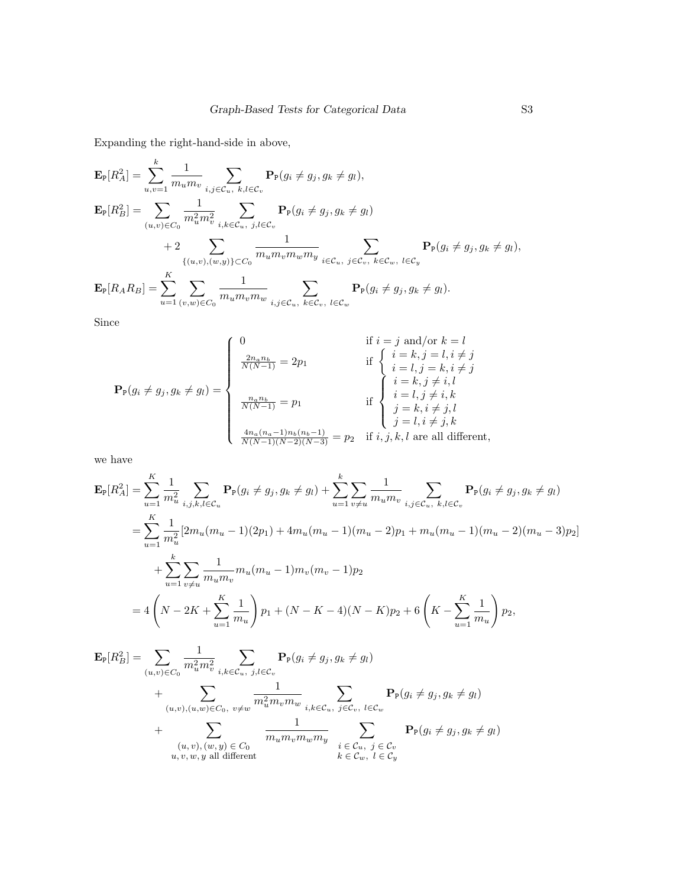Expanding the right-hand-side in above,

$$
\begin{aligned}
\mathbf{E}_{\mathsf{P}}[R_A^2] &= \sum_{u,v=1}^{k} \frac{1}{m_u m_v} \sum_{i,j\in\mathcal{C}_u,\ k,l\in\mathcal{C}_v} \mathbf{P}_{\mathsf{P}}(g_i \neq g_j, g_k \neq g_l), \\
\mathbf{E}_{\mathsf{P}}[R_B^2] &= \sum_{(u,v)\in C_0} \frac{1}{m_u^2 m_v^2} \sum_{i,k\in\mathcal{C}_u,\ j,l\in\mathcal{C}_v} \mathbf{P}_{\mathsf{P}}(g_i \neq g_j, g_k \neq g_l) \\
&\qquad + 2 \sum_{\{(u,v),(w,y)\}\subset C_0} \frac{1}{m_u m_v m_w m_y} \sum_{i\in\mathcal{C}_u,\ j\in\mathcal{C}_v,\ k\in\mathcal{C}_w,\ l\in\mathcal{C}_y} \mathbf{P}_{\mathsf{P}}(g_i \neq g_j, g_k \neq g_l), \\
\mathbf{E}_{\mathsf{P}}[R_A R_B] &= \sum_{u=1}^{K} \sum_{(v,w)\in C_0} \frac{1}{m_u m_v m_w} \sum_{i,j\in\mathcal{C}_u,\ k\in\mathcal{C}_v,\ l\in\mathcal{C}_w} \mathbf{P}_{\mathsf{P}}(g_i \neq g_j, g_k \neq g_l).
\end{aligned}
$$

Since

$$
\mathbf{P}_{\mathsf{P}}(g_i \neq g_j, g_k \neq g_l) = \begin{cases}
0 & \text{if } i=j \text{ and/or } k=l \\
\frac{2n_a n_b}{N(N-1)} = 2p_1 & \text{if } \begin{cases} i=k, j=l, i\neq j \\ i=l, j=k, i\neq j \end{cases} \\
\frac{n_a n_b}{N(N-1)} = p_1 & \text{if } \begin{cases} i=k, j\neq i,l \\ i=l, j\neq i,k \\ j=k, i\neq j,l \\ j=l, i\neq j,k \end{cases} \\
\frac{4n_a(n_a-1)n_b(n_b-1)}{N(N-1)(N-2)(N-3)} = p_2 & \text{if } i,j,k,l \text{ are all different,}
\end{cases}
$$

we have

$$
\begin{aligned}
\mathbf{E}_{\mathsf{P}}[R_A^2] &= \sum_{u=1}^{K} \frac{1}{m_u^2} \sum_{i,j,k,l\in\mathcal{C}_u} \mathbf{P}_{\mathsf{P}}(g_i \neq g_j, g_k \neq g_l) + \sum_{u=1}^{k}\sum_{v\neq u} \frac{1}{m_u m_v} \sum_{i,j\in\mathcal{C}_u,\ k,l\in\mathcal{C}_v} \mathbf{P}_{\mathsf{P}}(g_i \neq g_j, g_k \neq g_l) \\
&= \sum_{u=1}^{K} \frac{1}{m_u^2} [2m_u(m_u-1)(2p_1) + 4m_u(m_u-1)(m_u-2)p_1 + m_u(m_u-1)(m_u-2)(m_u-3)p_2] \\
&\qquad + \sum_{u=1}^{k}\sum_{v\neq u} \frac{1}{m_u m_v} m_u(m_u-1)m_v(m_v-1)p_2 \\
&= 4\left(N - 2K + \sum_{u=1}^{K}\frac{1}{m_u}\right)p_1 + (N-K-4)(N-K)p_2 + 6\left(K - \sum_{u=1}^{K}\frac{1}{m_u}\right)p_2,
\end{aligned}
$$

$$
\begin{aligned}
\mathbf{E}_{\mathsf{P}}[R_B^2] &= \sum_{(u,v)\in C_0} \frac{1}{m_u^2 m_v^2} \sum_{i,k\in\mathcal{C}_u,\ j,l\in\mathcal{C}_v} \mathbf{P}_{\mathsf{P}}(g_i \neq g_j, g_k \neq g_l) \\
&\qquad + \sum_{(u,v),(u,w)\in C_0,\ v\neq w} \frac{1}{m_u^2 m_v m_w} \sum_{i,k\in\mathcal{C}_u,\ j\in\mathcal{C}_v,\ l\in\mathcal{C}_w} \mathbf{P}_{\mathsf{P}}(g_i \neq g_j, g_k \neq g_l) \\
&\qquad + \sum_{\substack{(u,v),(w,y)\in C_0 \\ u,v,w,y \text{ all different}}} \frac{1}{m_u m_v m_w m_y} \sum_{\substack{i\in\mathcal{C}_u,\ j\in\mathcal{C}_v \\ k\in\mathcal{C}_w,\ l\in\mathcal{C}_y}} \mathbf{P}_{\mathsf{P}}(g_i \neq g_j, g_k \neq g_l)
\end{aligned}
$$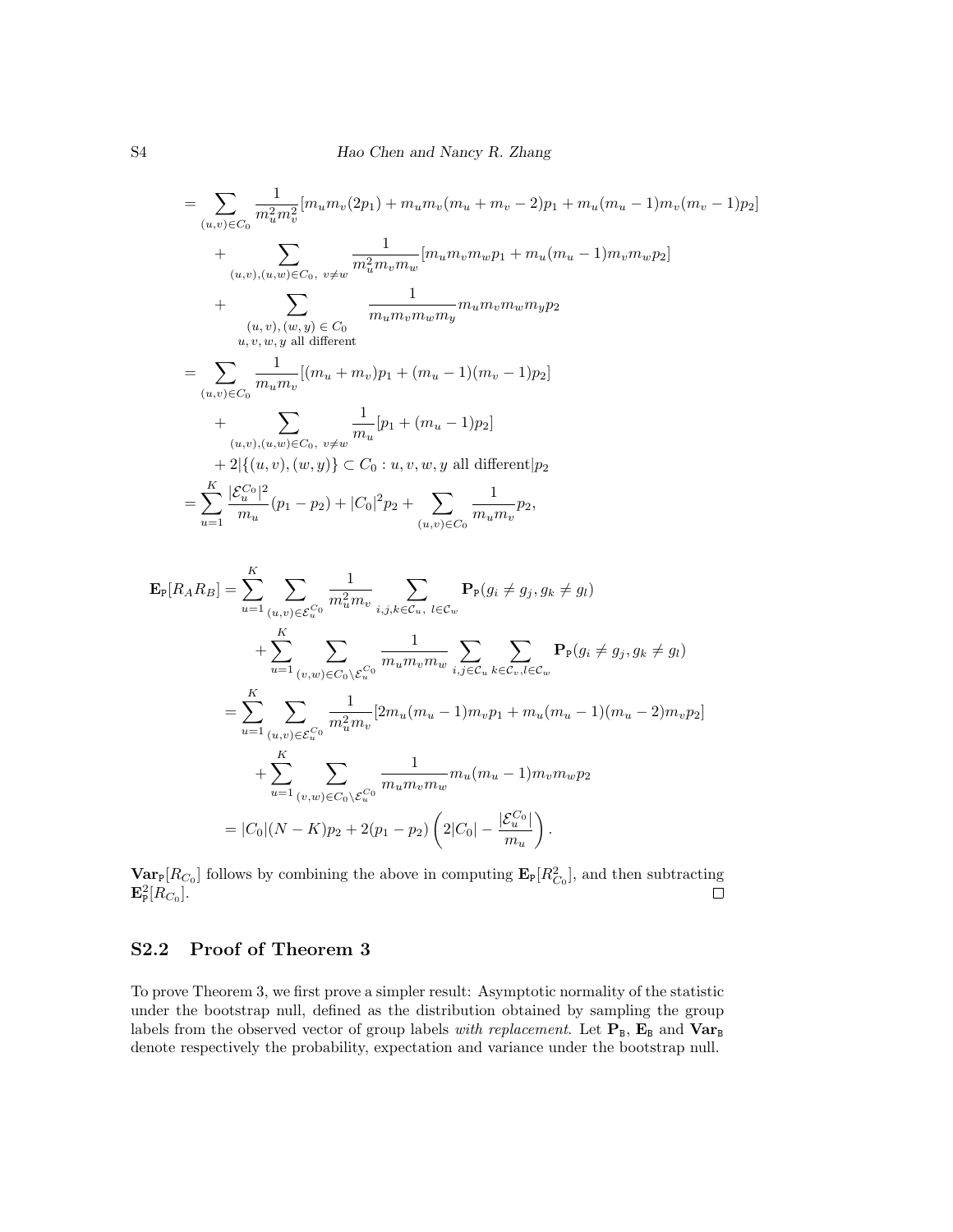$$
\begin{aligned}
&= \sum_{(u,v)\in C_0} \frac{1}{m_u^2 m_v^2}[m_u m_v(2p_1) + m_u m_v(m_u+m_v-2)p_1 + m_u(m_u-1)m_v(m_v-1)p_2] \\
&\quad + \sum_{(u,v),(u,w)\in C_0,\ v\neq w} \frac{1}{m_u^2 m_v m_w}[m_u m_v m_w p_1 + m_u(m_u-1)m_v m_w p_2] \\
&\quad + \sum_{\substack{(u,v),(w,y)\in C_0 \\ u,v,w,y \text{ all different}}} \frac{1}{m_u m_v m_w m_y} m_u m_v m_w m_y p_2 \\
&= \sum_{(u,v)\in C_0} \frac{1}{m_u m_v}[(m_u+m_v)p_1 + (m_u-1)(m_v-1)p_2] \\
&\quad + \sum_{(u,v),(u,w)\in C_0,\ v\neq w} \frac{1}{m_u}[p_1 + (m_u-1)p_2] \\
&\quad + 2|\{(u,v),(w,y)\} \subset C_0 : u,v,w,y \text{ all different}|p_2 \\
&= \sum_{u=1}^{K} \frac{|\mathcal{E}_u^{C_0}|^2}{m_u}(p_1-p_2) + |C_0|^2 p_2 + \sum_{(u,v)\in C_0} \frac{1}{m_u m_v} p_2,
\end{aligned}
$$

$$
\begin{aligned}
\mathbf{E}_{\mathtt{P}}[R_A R_B] &= \sum_{u=1}^{K} \sum_{(u,v)\in\mathcal{E}_u^{C_0}} \frac{1}{m_u^2 m_v} \sum_{i,j,k\in\mathcal{C}_u,\ l\in\mathcal{C}_w} \mathbf{P}_{\mathtt{P}}(g_i\neq g_j, g_k\neq g_l) \\
&\quad + \sum_{u=1}^{K} \sum_{(v,w)\in C_0\setminus\mathcal{E}_u^{C_0}} \frac{1}{m_u m_v m_w} \sum_{i,j\in\mathcal{C}_u} \sum_{k\in\mathcal{C}_v, l\in\mathcal{C}_w} \mathbf{P}_{\mathtt{P}}(g_i\neq g_j, g_k\neq g_l) \\
&= \sum_{u=1}^{K} \sum_{(u,v)\in\mathcal{E}_u^{C_0}} \frac{1}{m_u^2 m_v}[2m_u(m_u-1)m_v p_1 + m_u(m_u-1)(m_u-2)m_v p_2] \\
&\quad + \sum_{u=1}^{K} \sum_{(v,w)\in C_0\setminus\mathcal{E}_u^{C_0}} \frac{1}{m_u m_v m_w} m_u(m_u-1)m_v m_w p_2 \\
&= |C_0|(N-K)p_2 + 2(p_1-p_2)\left(2|C_0| - \frac{|\mathcal{E}_u^{C_0}|}{m_u}\right).
\end{aligned}
$$

$\mathbf{Var}_{\mathtt{P}}[R_{C_0}]$ follows by combining the above in computing $\mathbf{E}_{\mathtt{P}}[R_{C_0}^2]$, and then subtracting $\mathbf{E}_{\mathtt{P}}^2[R_{C_0}]$. □

## S2.2 Proof of Theorem 3

To prove Theorem 3, we first prove a simpler result: Asymptotic normality of the statistic under the bootstrap null, defined as the distribution obtained by sampling the group labels from the observed vector of group labels *with replacement*. Let $\mathbf{P}_{\mathtt{B}}$, $\mathbf{E}_{\mathtt{B}}$ and $\mathbf{Var}_{\mathtt{B}}$ denote respectively the probability, expectation and variance under the bootstrap null.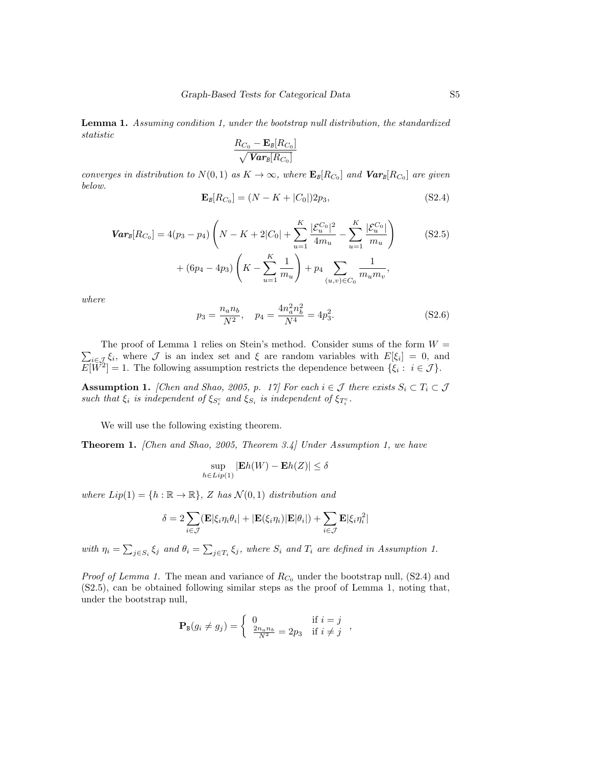**Lemma 1.** *Assuming condition 1, under the bootstrap null distribution, the standardized statistic*

$$\frac{R_{C_0} - \mathbf{E}_{\mathrm{B}}[R_{C_0}]}{\sqrt{\boldsymbol{Var}_{\mathrm{B}}[R_{C_0}]}}$$

*converges in distribution to $N(0,1)$ as $K \to \infty$, where $\mathbf{E}_{\mathrm{B}}[R_{C_0}]$ and $\boldsymbol{Var}_{\mathrm{B}}[R_{C_0}]$ are given below.*

$$\mathbf{E}_{\mathrm{B}}[R_{C_0}] = (N - K + |C_0|)2p_3, \tag{S2.4}$$

$$\begin{aligned}\boldsymbol{Var}_{\mathrm{B}}[R_{C_0}] = 4(p_3 - p_4)\left(N - K + 2|C_0| + \sum_{u=1}^{K} \frac{|\mathcal{E}_u^{C_0}|^2}{4m_u} - \sum_{u=1}^{K} \frac{|\mathcal{E}_u^{C_0}|}{m_u}\right) \\ + (6p_4 - 4p_3)\left(K - \sum_{u=1}^{K} \frac{1}{m_u}\right) + p_4 \sum_{(u,v)\in C_0} \frac{1}{m_u m_v},\end{aligned} \tag{S2.5}$$

*where*

$$p_3 = \frac{n_a n_b}{N^2}, \quad p_4 = \frac{4n_a^2 n_b^2}{N^4} = 4p_3^2. \tag{S2.6}$$

The proof of Lemma 1 relies on Stein's method. Consider sums of the form $W = \sum_{i\in\mathcal{J}} \xi_i$, where $\mathcal{J}$ is an index set and $\xi$ are random variables with $E[\xi_i] = 0$, and $E[W^2] = 1$. The following assumption restricts the dependence between $\{\xi_i : i \in \mathcal{J}\}$.

**Assumption 1.** *[Chen and Shao, 2005, p. 17] For each $i \in \mathcal{J}$ there exists $S_i \subset T_i \subset \mathcal{J}$ such that $\xi_i$ is independent of $\xi_{S_i^c}$ and $\xi_{S_i}$ is independent of $\xi_{T_i^c}$.*

We will use the following existing theorem.

**Theorem 1.** *[Chen and Shao, 2005, Theorem 3.4] Under Assumption 1, we have*

$$\sup_{h\in Lip(1)} |\mathbf{E}h(W) - \mathbf{E}h(Z)| \leq \delta$$

*where $Lip(1) = \{h : \mathbb{R} \to \mathbb{R}\}$, $Z$ has $\mathcal{N}(0,1)$ distribution and*

$$\delta = 2\sum_{i\in\mathcal{J}} (\mathbf{E}|\xi_i \eta_i \theta_i| + |\mathbf{E}(\xi_i \eta_i)|\mathbf{E}|\theta_i|) + \sum_{i\in\mathcal{J}} \mathbf{E}|\xi_i \eta_i^2|$$

*with $\eta_i = \sum_{j\in S_i} \xi_j$ and $\theta_i = \sum_{j\in T_i} \xi_j$, where $S_i$ and $T_i$ are defined in Assumption 1.*

*Proof of Lemma 1.* The mean and variance of $R_{C_0}$ under the bootstrap null, (S2.4) and (S2.5), can be obtained following similar steps as the proof of Lemma 1, noting that, under the bootstrap null,

$$\mathbf{P}_{\mathrm{B}}(g_i \neq g_j) = \begin{cases} 0 & \text{if } i = j \\ \frac{2n_a n_b}{N^2} = 2p_3 & \text{if } i \neq j \end{cases},$$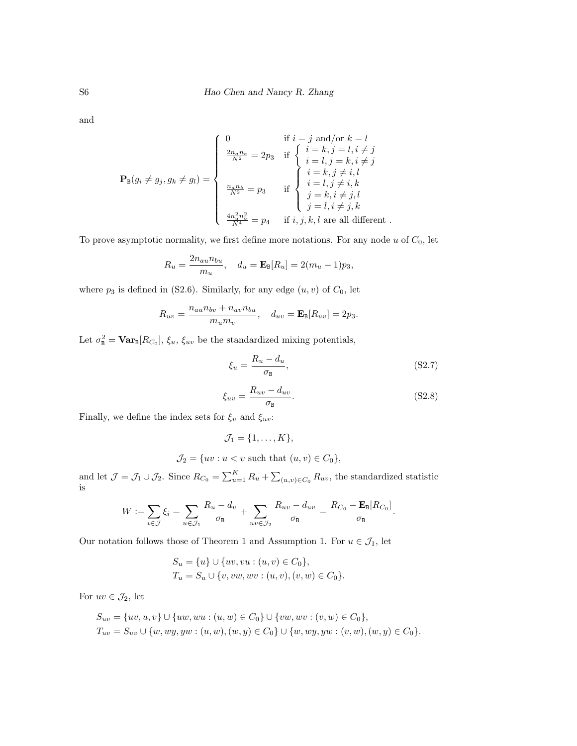and

$$
\mathbf{P}_{\mathtt{B}}(g_i \neq g_j, g_k \neq g_l) = \begin{cases} 0 & \text{if } i = j \text{ and/or } k = l \\ \frac{2n_a n_b}{N^2} = 2p_3 & \text{if } \begin{cases} i = k, j = l, i \neq j \\ i = l, j = k, i \neq j \end{cases} \\ \frac{n_a n_b}{N^2} = p_3 & \text{if } \begin{cases} i = k, j \neq i, l \\ i = l, j \neq i, k \\ j = k, i \neq j, l \\ j = l, i \neq j, k \end{cases} \\ \frac{4n_a^2 n_b^2}{N^4} = p_4 & \text{if } i, j, k, l \text{ are all different .} \end{cases}
$$

To prove asymptotic normality, we first define more notations. For any node $u$ of $C_0$, let

$$
R_u = \frac{2n_{au}n_{bu}}{m_u}, \quad d_u = \mathbf{E}_{\mathtt{B}}[R_u] = 2(m_u - 1)p_3,
$$

where $p_3$ is defined in (S2.6). Similarly, for any edge $(u, v)$ of $C_0$, let

$$
R_{uv} = \frac{n_{au}n_{bv} + n_{av}n_{bu}}{m_u m_v}, \quad d_{uv} = \mathbf{E}_{\mathtt{B}}[R_{uv}] = 2p_3.
$$

Let $\sigma_{\mathtt{B}}^2 = \mathbf{Var}_{\mathtt{B}}[R_{C_0}]$, $\xi_u$, $\xi_{uv}$ be the standardized mixing potentials,

$$
\xi_u = \frac{R_u - d_u}{\sigma_{\mathtt{B}}}, \tag{S2.7}
$$

$$
\xi_{uv} = \frac{R_{uv} - d_{uv}}{\sigma_{\mathtt{B}}}. \tag{S2.8}
$$

Finally, we define the index sets for $\xi_u$ and $\xi_{uv}$:

$$
\mathcal{J}_1 = \{1, \ldots, K\},
$$

$$
\mathcal{J}_2 = \{uv : u < v \text{ such that } (u, v) \in C_0\},
$$

and let $\mathcal{J} = \mathcal{J}_1 \cup \mathcal{J}_2$. Since $R_{C_0} = \sum_{u=1}^{K} R_u + \sum_{(u,v)\in C_0} R_{uv}$, the standardized statistic is

$$
W := \sum_{i \in \mathcal{J}} \xi_i = \sum_{u \in \mathcal{J}_1} \frac{R_u - d_u}{\sigma_{\mathtt{B}}} + \sum_{uv \in \mathcal{J}_2} \frac{R_{uv} - d_{uv}}{\sigma_{\mathtt{B}}} = \frac{R_{C_0} - \mathbf{E}_{\mathtt{B}}[R_{C_0}]}{\sigma_{\mathtt{B}}}.
$$

Our notation follows those of Theorem 1 and Assumption 1. For $u \in \mathcal{J}_1$, let

$$
\begin{aligned}
S_u &= \{u\} \cup \{uv, vu : (u, v) \in C_0\}, \\
T_u &= S_u \cup \{v, vw, wv : (u, v), (v, w) \in C_0\}.
\end{aligned}
$$

For $uv \in \mathcal{J}_2$, let

$$
\begin{aligned}
S_{uv} &= \{uv, u, v\} \cup \{uw, wu : (u, w) \in C_0\} \cup \{vw, wv : (v, w) \in C_0\}, \\
T_{uv} &= S_{uv} \cup \{w, wy, yw : (u, w), (w, y) \in C_0\} \cup \{w, wy, yw : (v, w), (w, y) \in C_0\}.
\end{aligned}
$$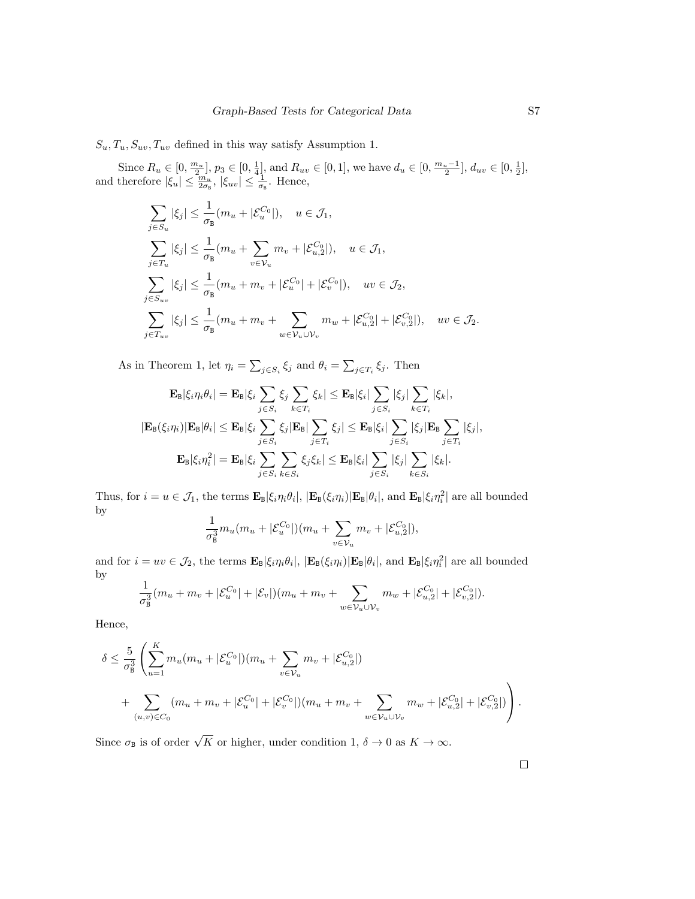$S_u, T_u, S_{uv}, T_{uv}$ defined in this way satisfy Assumption 1.

Since $R_u \in [0, \frac{m_u}{2}]$, $p_3 \in [0, \frac{1}{4}]$, and $R_{uv} \in [0, 1]$, we have $d_u \in [0, \frac{m_u - 1}{2}]$, $d_{uv} \in [0, \frac{1}{2}]$, and therefore $|\xi_u| \leq \frac{m_u}{2\sigma_{\mathtt{B}}}$, $|\xi_{uv}| \leq \frac{1}{\sigma_{\mathtt{B}}}$. Hence,

$$
\begin{aligned}
\sum_{j \in S_u} |\xi_j| &\leq \frac{1}{\sigma_{\mathtt{B}}}(m_u + |\mathcal{E}_u^{C_0}|), \quad u \in \mathcal{J}_1, \\
\sum_{j \in T_u} |\xi_j| &\leq \frac{1}{\sigma_{\mathtt{B}}}(m_u + \sum_{v \in \mathcal{V}_u} m_v + |\mathcal{E}_{u,2}^{C_0}|), \quad u \in \mathcal{J}_1, \\
\sum_{j \in S_{uv}} |\xi_j| &\leq \frac{1}{\sigma_{\mathtt{B}}}(m_u + m_v + |\mathcal{E}_u^{C_0}| + |\mathcal{E}_v^{C_0}|), \quad uv \in \mathcal{J}_2, \\
\sum_{j \in T_{uv}} |\xi_j| &\leq \frac{1}{\sigma_{\mathtt{B}}}(m_u + m_v + \sum_{w \in \mathcal{V}_u \cup \mathcal{V}_v} m_w + |\mathcal{E}_{u,2}^{C_0}| + |\mathcal{E}_{v,2}^{C_0}|), \quad uv \in \mathcal{J}_2.
\end{aligned}
$$

As in Theorem 1, let $\eta_i = \sum_{j \in S_i} \xi_j$ and $\theta_i = \sum_{j \in T_i} \xi_j$. Then

$$
\begin{aligned}
\mathbf{E}_{\mathtt{B}}|\xi_i \eta_i \theta_i| &= \mathbf{E}_{\mathtt{B}}|\xi_i \sum_{j \in S_i} \xi_j \sum_{k \in T_i} \xi_k| \leq \mathbf{E}_{\mathtt{B}}|\xi_i| \sum_{j \in S_i} |\xi_j| \sum_{k \in T_i} |\xi_k|, \\
|\mathbf{E}_{\mathtt{B}}(\xi_i \eta_i)| \mathbf{E}_{\mathtt{B}}|\theta_i| &\leq \mathbf{E}_{\mathtt{B}}|\xi_i \sum_{j \in S_i} \xi_j| \mathbf{E}_{\mathtt{B}}| \sum_{j \in T_i} \xi_j| \leq \mathbf{E}_{\mathtt{B}}|\xi_i| \sum_{j \in S_i} |\xi_j| \mathbf{E}_{\mathtt{B}} \sum_{j \in T_i} |\xi_j|, \\
\mathbf{E}_{\mathtt{B}}|\xi_i \eta_i^2| &= \mathbf{E}_{\mathtt{B}}|\xi_i \sum_{j \in S_i} \sum_{k \in S_i} \xi_j \xi_k| \leq \mathbf{E}_{\mathtt{B}}|\xi_i| \sum_{j \in S_i} |\xi_j| \sum_{k \in S_i} |\xi_k|.
\end{aligned}
$$

Thus, for $i = u \in \mathcal{J}_1$, the terms $\mathbf{E}_{\mathtt{B}}|\xi_i \eta_i \theta_i|$, $|\mathbf{E}_{\mathtt{B}}(\xi_i \eta_i)| \mathbf{E}_{\mathtt{B}}|\theta_i|$, and $\mathbf{E}_{\mathtt{B}}|\xi_i \eta_i^2|$ are all bounded by

$$
\frac{1}{\sigma_{\mathtt{B}}^3} m_u (m_u + |\mathcal{E}_u^{C_0}|)(m_u + \sum_{v \in \mathcal{V}_u} m_v + |\mathcal{E}_{u,2}^{C_0}|),
$$

and for $i = uv \in \mathcal{J}_2$, the terms $\mathbf{E}_{\mathtt{B}}|\xi_i \eta_i \theta_i|$, $|\mathbf{E}_{\mathtt{B}}(\xi_i \eta_i)| \mathbf{E}_{\mathtt{B}}|\theta_i|$, and $\mathbf{E}_{\mathtt{B}}|\xi_i \eta_i^2|$ are all bounded by

$$
\frac{1}{\sigma_{\mathtt{B}}^3}(m_u + m_v + |\mathcal{E}_u^{C_0}| + |\mathcal{E}_v|)(m_u + m_v + \sum_{w \in \mathcal{V}_u \cup \mathcal{V}_v} m_w + |\mathcal{E}_{u,2}^{C_0}| + |\mathcal{E}_{v,2}^{C_0}|).
$$

Hence,

$$
\begin{aligned}
\delta \leq \frac{5}{\sigma_{\mathtt{B}}^3} \Bigg( &\sum_{u=1}^{K} m_u (m_u + |\mathcal{E}_u^{C_0}|)(m_u + \sum_{v \in \mathcal{V}_u} m_v + |\mathcal{E}_{u,2}^{C_0}|) \\
&+ \sum_{(u,v) \in C_0} (m_u + m_v + |\mathcal{E}_u^{C_0}| + |\mathcal{E}_v^{C_0}|)(m_u + m_v + \sum_{w \in \mathcal{V}_u \cup \mathcal{V}_v} m_w + |\mathcal{E}_{u,2}^{C_0}| + |\mathcal{E}_{v,2}^{C_0}|) \Bigg).
\end{aligned}
$$

Since $\sigma_{\mathtt{B}}$ is of order $\sqrt{K}$ or higher, under condition 1, $\delta \to 0$ as $K \to \infty$.

□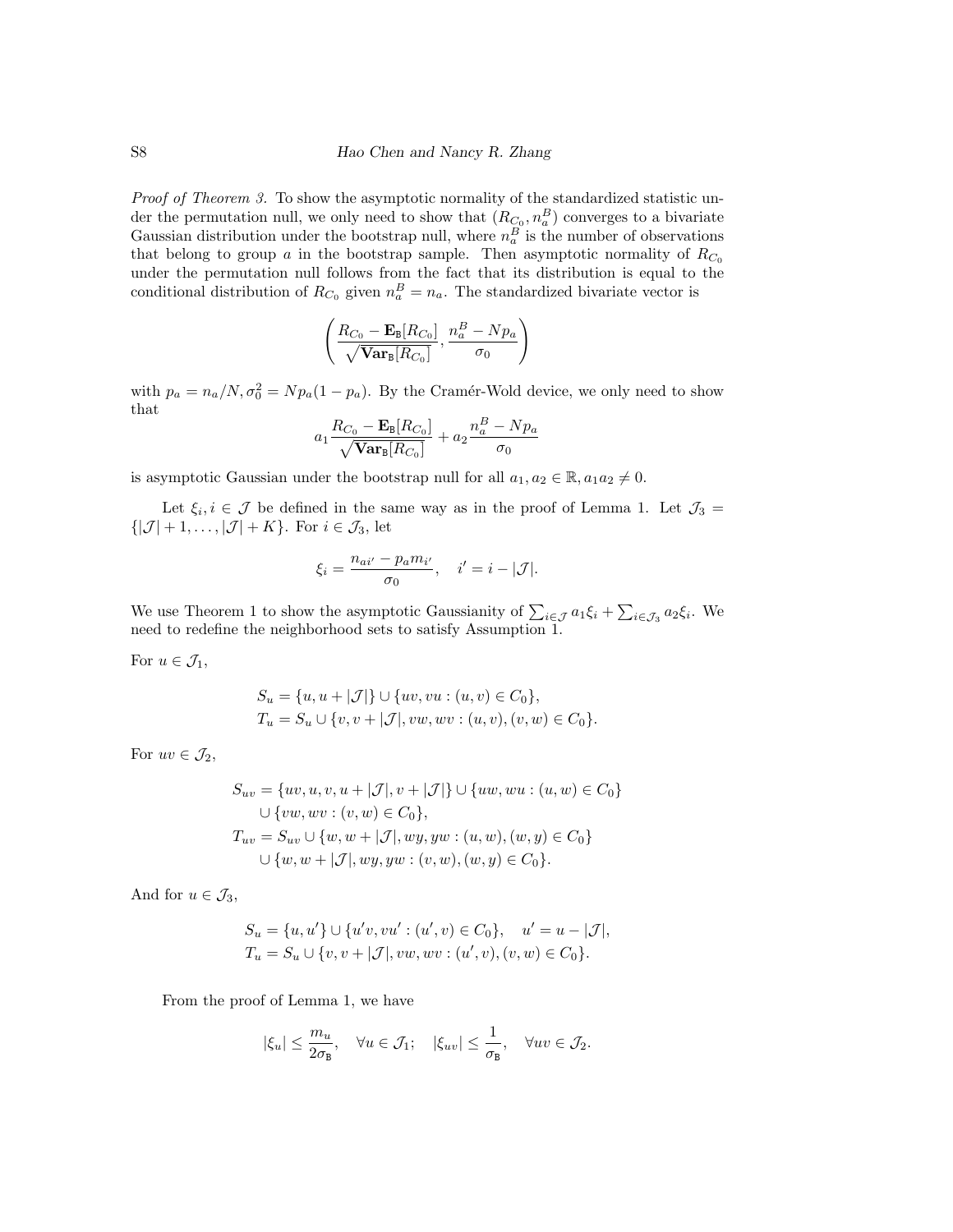*Proof of Theorem 3.* To show the asymptotic normality of the standardized statistic under the permutation null, we only need to show that $(R_{C_0}, n_a^B)$ converges to a bivariate Gaussian distribution under the bootstrap null, where $n_a^B$ is the number of observations that belong to group $a$ in the bootstrap sample. Then asymptotic normality of $R_{C_0}$ under the permutation null follows from the fact that its distribution is equal to the conditional distribution of $R_{C_0}$ given $n_a^B = n_a$. The standardized bivariate vector is

$$\left( \frac{R_{C_0} - \mathbf{E}_{\mathtt{B}}[R_{C_0}]}{\sqrt{\mathbf{Var}_{\mathtt{B}}[R_{C_0}]}}, \frac{n_a^B - Np_a}{\sigma_0} \right)$$

with $p_a = n_a/N, \sigma_0^2 = Np_a(1-p_a)$. By the Cramér-Wold device, we only need to show that

$$a_1 \frac{R_{C_0} - \mathbf{E}_{\mathtt{B}}[R_{C_0}]}{\sqrt{\mathbf{Var}_{\mathtt{B}}[R_{C_0}]}} + a_2 \frac{n_a^B - Np_a}{\sigma_0}$$

is asymptotic Gaussian under the bootstrap null for all $a_1, a_2 \in \mathbb{R}, a_1 a_2 \neq 0$.

Let $\xi_i, i \in \mathcal{J}$ be defined in the same way as in the proof of Lemma 1. Let $\mathcal{J}_3 = \{|\mathcal{J}|+1, \ldots, |\mathcal{J}|+K\}$. For $i \in \mathcal{J}_3$, let

$$\xi_i = \frac{n_{ai'} - p_a m_{i'}}{\sigma_0}, \quad i' = i - |\mathcal{J}|.$$

We use Theorem 1 to show the asymptotic Gaussianity of $\sum_{i \in \mathcal{J}} a_1 \xi_i + \sum_{i \in \mathcal{J}_3} a_2 \xi_i$. We need to redefine the neighborhood sets to satisfy Assumption 1.

For $u \in \mathcal{J}_1$,

$$\begin{aligned}
S_u &= \{u, u+|\mathcal{J}|\} \cup \{uv, vu : (u,v) \in C_0\}, \\
T_u &= S_u \cup \{v, v+|\mathcal{J}|, vw, wv : (u,v), (v,w) \in C_0\}.
\end{aligned}$$

For $uv \in \mathcal{J}_2$,

$$\begin{aligned}
S_{uv} &= \{uv, u, v, u+|\mathcal{J}|, v+|\mathcal{J}|\} \cup \{uw, wu : (u,w) \in C_0\} \\
&\quad \cup \{vw, wv : (v,w) \in C_0\}, \\
T_{uv} &= S_{uv} \cup \{w, w+|\mathcal{J}|, wy, yw : (u,w), (w,y) \in C_0\} \\
&\quad \cup \{w, w+|\mathcal{J}|, wy, yw : (v,w), (w,y) \in C_0\}.
\end{aligned}$$

And for $u \in \mathcal{J}_3$,

$$\begin{aligned}
S_u &= \{u, u'\} \cup \{u'v, vu' : (u',v) \in C_0\}, \quad u' = u - |\mathcal{J}|, \\
T_u &= S_u \cup \{v, v+|\mathcal{J}|, vw, wv : (u',v), (v,w) \in C_0\}.
\end{aligned}$$

From the proof of Lemma 1, we have

$$|\xi_u| \leq \frac{m_u}{2\sigma_{\mathtt{B}}}, \quad \forall u \in \mathcal{J}_1; \quad |\xi_{uv}| \leq \frac{1}{\sigma_{\mathtt{B}}}, \quad \forall uv \in \mathcal{J}_2.$$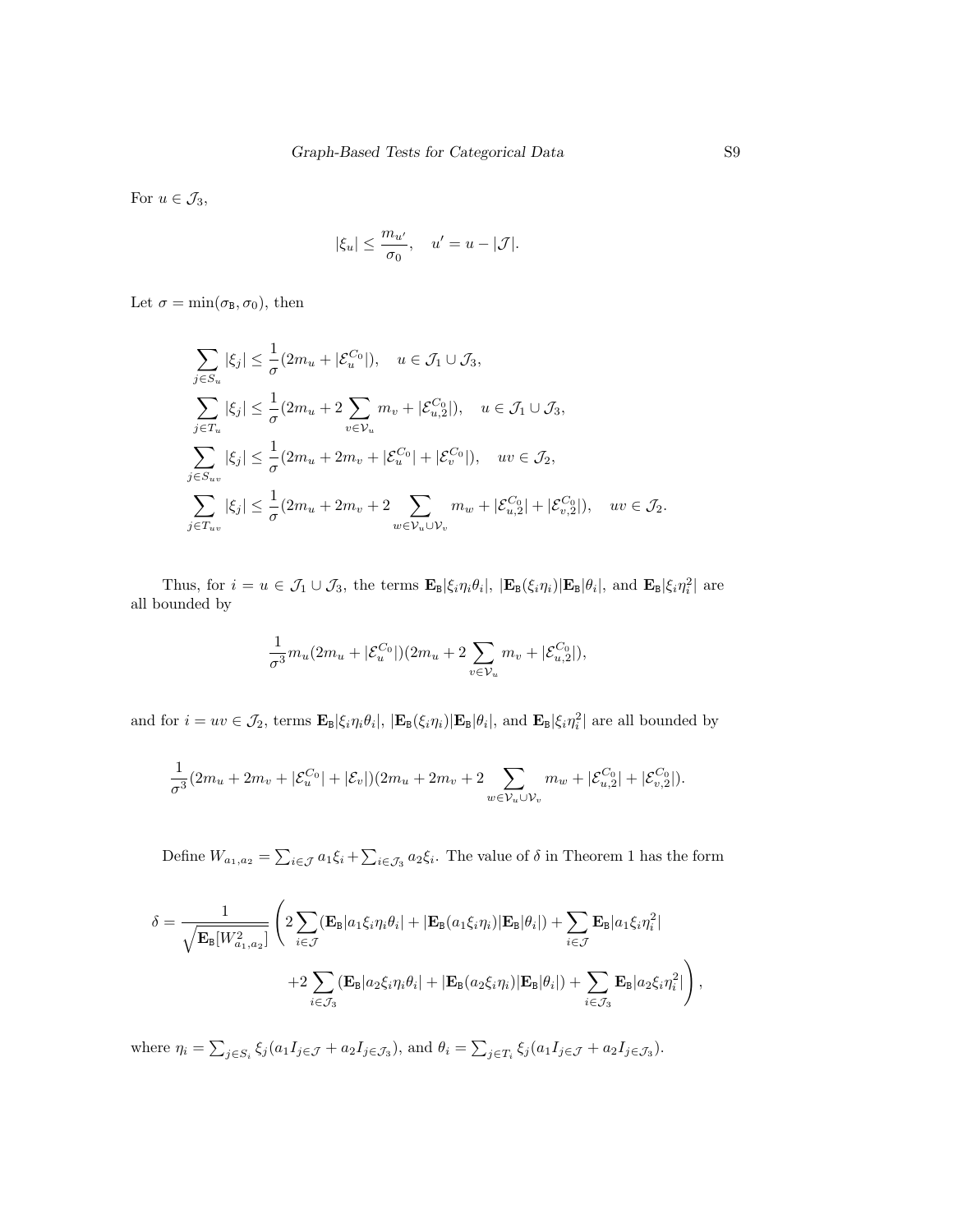For $u \in \mathcal{J}_3$,

$$|\xi_u| \leq \frac{m_{u'}}{\sigma_0}, \quad u' = u - |\mathcal{J}|.$$

Let $\sigma = \min(\sigma_{\mathtt{B}}, \sigma_0)$, then

$$\sum_{j \in S_u} |\xi_j| \leq \frac{1}{\sigma}(2m_u + |\mathcal{E}_u^{C_0}|), \quad u \in \mathcal{J}_1 \cup \mathcal{J}_3,$$

$$\sum_{j \in T_u} |\xi_j| \leq \frac{1}{\sigma}(2m_u + 2\sum_{v \in \mathcal{V}_u} m_v + |\mathcal{E}_{u,2}^{C_0}|), \quad u \in \mathcal{J}_1 \cup \mathcal{J}_3,$$

$$\sum_{j \in S_{uv}} |\xi_j| \leq \frac{1}{\sigma}(2m_u + 2m_v + |\mathcal{E}_u^{C_0}| + |\mathcal{E}_v^{C_0}|), \quad uv \in \mathcal{J}_2,$$

$$\sum_{j \in T_{uv}} |\xi_j| \leq \frac{1}{\sigma}(2m_u + 2m_v + 2\sum_{w \in \mathcal{V}_u \cup \mathcal{V}_v} m_w + |\mathcal{E}_{u,2}^{C_0}| + |\mathcal{E}_{v,2}^{C_0}|), \quad uv \in \mathcal{J}_2.$$

Thus, for $i = u \in \mathcal{J}_1 \cup \mathcal{J}_3$, the terms $\mathbf{E}_{\mathtt{B}}|\xi_i\eta_i\theta_i|$, $|\mathbf{E}_{\mathtt{B}}(\xi_i\eta_i)|\mathbf{E}_{\mathtt{B}}|\theta_i|$, and $\mathbf{E}_{\mathtt{B}}|\xi_i\eta_i^2|$ are all bounded by

$$\frac{1}{\sigma^3} m_u(2m_u + |\mathcal{E}_u^{C_0}|)(2m_u + 2\sum_{v \in \mathcal{V}_u} m_v + |\mathcal{E}_{u,2}^{C_0}|),$$

and for $i = uv \in \mathcal{J}_2$, terms $\mathbf{E}_{\mathtt{B}}|\xi_i\eta_i\theta_i|$, $|\mathbf{E}_{\mathtt{B}}(\xi_i\eta_i)|\mathbf{E}_{\mathtt{B}}|\theta_i|$, and $\mathbf{E}_{\mathtt{B}}|\xi_i\eta_i^2|$ are all bounded by

$$\frac{1}{\sigma^3}(2m_u + 2m_v + |\mathcal{E}_u^{C_0}| + |\mathcal{E}_v|)(2m_u + 2m_v + 2\sum_{w \in \mathcal{V}_u \cup \mathcal{V}_v} m_w + |\mathcal{E}_{u,2}^{C_0}| + |\mathcal{E}_{v,2}^{C_0}|).$$

Define $W_{a_1,a_2} = \sum_{i \in \mathcal{J}} a_1\xi_i + \sum_{i \in \mathcal{J}_3} a_2\xi_i$. The value of $\delta$ in Theorem 1 has the form

$$\delta = \frac{1}{\sqrt{\mathbf{E}_{\mathtt{B}}[W_{a_1,a_2}^2]}} \left( 2\sum_{i \in \mathcal{J}} (\mathbf{E}_{\mathtt{B}}|a_1\xi_i\eta_i\theta_i| + |\mathbf{E}_{\mathtt{B}}(a_1\xi_i\eta_i)|\mathbf{E}_{\mathtt{B}}|\theta_i|) + \sum_{i \in \mathcal{J}} \mathbf{E}_{\mathtt{B}}|a_1\xi_i\eta_i^2| \right.$$
$$\left. + 2\sum_{i \in \mathcal{J}_3} (\mathbf{E}_{\mathtt{B}}|a_2\xi_i\eta_i\theta_i| + |\mathbf{E}_{\mathtt{B}}(a_2\xi_i\eta_i)|\mathbf{E}_{\mathtt{B}}|\theta_i|) + \sum_{i \in \mathcal{J}_3} \mathbf{E}_{\mathtt{B}}|a_2\xi_i\eta_i^2| \right),$$

where $\eta_i = \sum_{j \in S_i} \xi_j(a_1 I_{j \in \mathcal{J}} + a_2 I_{j \in \mathcal{J}_3})$, and $\theta_i = \sum_{j \in T_i} \xi_j(a_1 I_{j \in \mathcal{J}} + a_2 I_{j \in \mathcal{J}_3})$.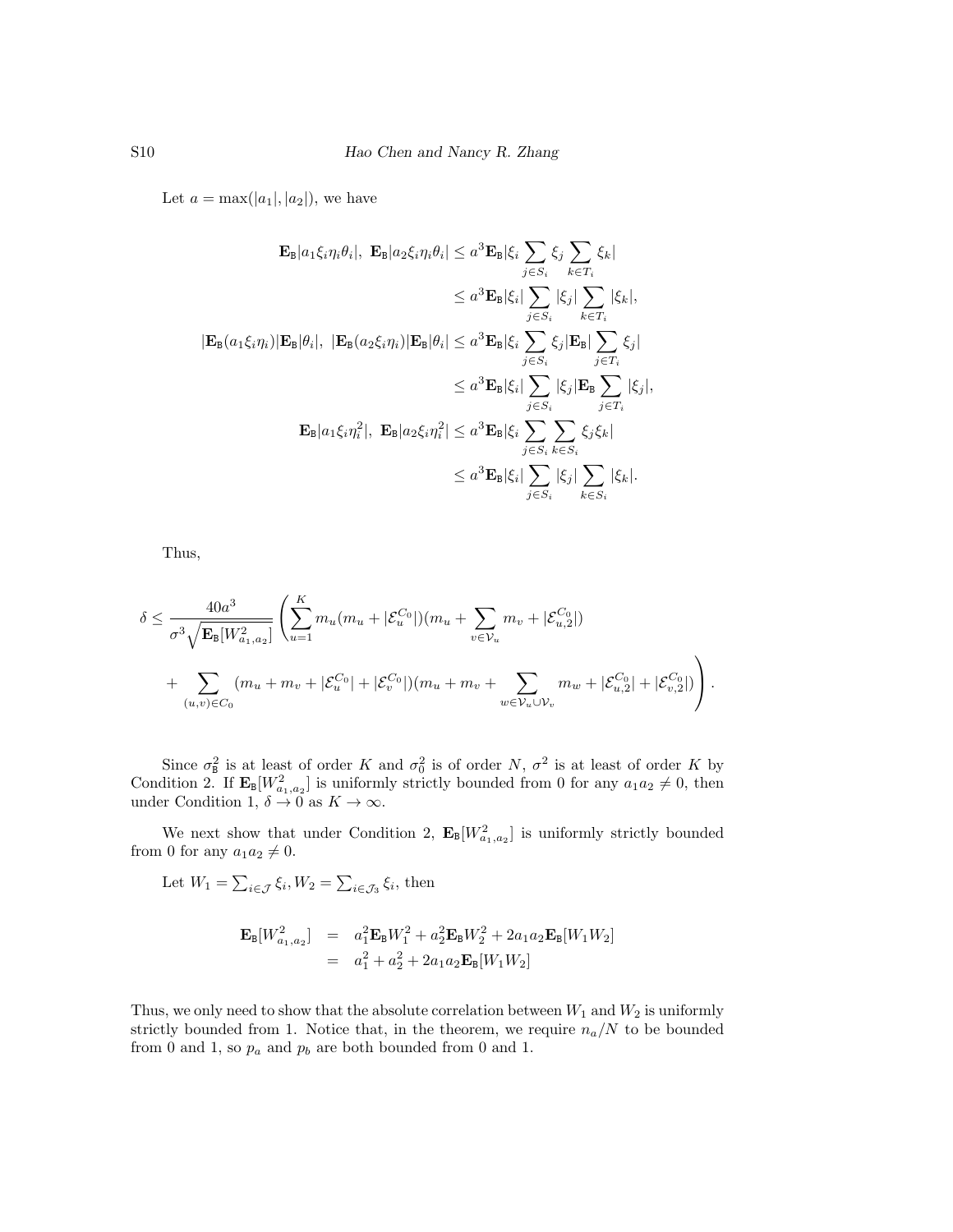Let $a = \max(|a_1|, |a_2|)$, we have

$$
\begin{aligned}
\mathbf{E}_{\mathtt{B}}|a_1\xi_i\eta_i\theta_i|,\ \mathbf{E}_{\mathtt{B}}|a_2\xi_i\eta_i\theta_i| &\leq a^3\mathbf{E}_{\mathtt{B}}|\xi_i\sum_{j\in S_i}\xi_j\sum_{k\in T_i}\xi_k| \\
&\leq a^3\mathbf{E}_{\mathtt{B}}|\xi_i|\sum_{j\in S_i}|\xi_j|\sum_{k\in T_i}|\xi_k|, \\
|\mathbf{E}_{\mathtt{B}}(a_1\xi_i\eta_i)|\mathbf{E}_{\mathtt{B}}|\theta_i|,\ |\mathbf{E}_{\mathtt{B}}(a_2\xi_i\eta_i)|\mathbf{E}_{\mathtt{B}}|\theta_i| &\leq a^3\mathbf{E}_{\mathtt{B}}|\xi_i\sum_{j\in S_i}\xi_j|\mathbf{E}_{\mathtt{B}}|\sum_{j\in T_i}\xi_j| \\
&\leq a^3\mathbf{E}_{\mathtt{B}}|\xi_i|\sum_{j\in S_i}|\xi_j|\mathbf{E}_{\mathtt{B}}\sum_{j\in T_i}|\xi_j|, \\
\mathbf{E}_{\mathtt{B}}|a_1\xi_i\eta_i^2|,\ \mathbf{E}_{\mathtt{B}}|a_2\xi_i\eta_i^2| &\leq a^3\mathbf{E}_{\mathtt{B}}|\xi_i\sum_{j\in S_i}\sum_{k\in S_i}\xi_j\xi_k| \\
&\leq a^3\mathbf{E}_{\mathtt{B}}|\xi_i|\sum_{j\in S_i}|\xi_j|\sum_{k\in S_i}|\xi_k|.
\end{aligned}
$$

Thus,

$$
\begin{aligned}
\delta \leq \frac{40a^3}{\sigma^3\sqrt{\mathbf{E}_{\mathtt{B}}[W_{a_1,a_2}^2]}}\Bigg(&\sum_{u=1}^K m_u(m_u+|\mathcal{E}_u^{C_0}|)(m_u+\sum_{v\in\mathcal{V}_u}m_v+|\mathcal{E}_{u,2}^{C_0}|) \\
&+\sum_{(u,v)\in C_0}(m_u+m_v+|\mathcal{E}_u^{C_0}|+|\mathcal{E}_v^{C_0}|)(m_u+m_v+\sum_{w\in\mathcal{V}_u\cup\mathcal{V}_v}m_w+|\mathcal{E}_{u,2}^{C_0}|+|\mathcal{E}_{v,2}^{C_0}|)\Bigg).
\end{aligned}
$$

Since $\sigma_{\mathtt{B}}^2$ is at least of order $K$ and $\sigma_0^2$ is of order $N$, $\sigma^2$ is at least of order $K$ by Condition 2. If $\mathbf{E}_{\mathtt{B}}[W_{a_1,a_2}^2]$ is uniformly strictly bounded from 0 for any $a_1a_2 \neq 0$, then under Condition 1, $\delta \to 0$ as $K \to \infty$.

We next show that under Condition 2, $\mathbf{E}_{\mathtt{B}}[W_{a_1,a_2}^2]$ is uniformly strictly bounded from 0 for any $a_1a_2 \neq 0$.

Let $W_1 = \sum_{i\in\mathcal{J}}\xi_i, W_2 = \sum_{i\in\mathcal{J}_3}\xi_i$, then

$$
\begin{aligned}
\mathbf{E}_{\mathtt{B}}[W_{a_1,a_2}^2] &= a_1^2\mathbf{E}_{\mathtt{B}}W_1^2 + a_2^2\mathbf{E}_{\mathtt{B}}W_2^2 + 2a_1a_2\mathbf{E}_{\mathtt{B}}[W_1W_2] \\
&= a_1^2 + a_2^2 + 2a_1a_2\mathbf{E}_{\mathtt{B}}[W_1W_2]
\end{aligned}
$$

Thus, we only need to show that the absolute correlation between $W_1$ and $W_2$ is uniformly strictly bounded from 1. Notice that, in the theorem, we require $n_a/N$ to be bounded from 0 and 1, so $p_a$ and $p_b$ are both bounded from 0 and 1.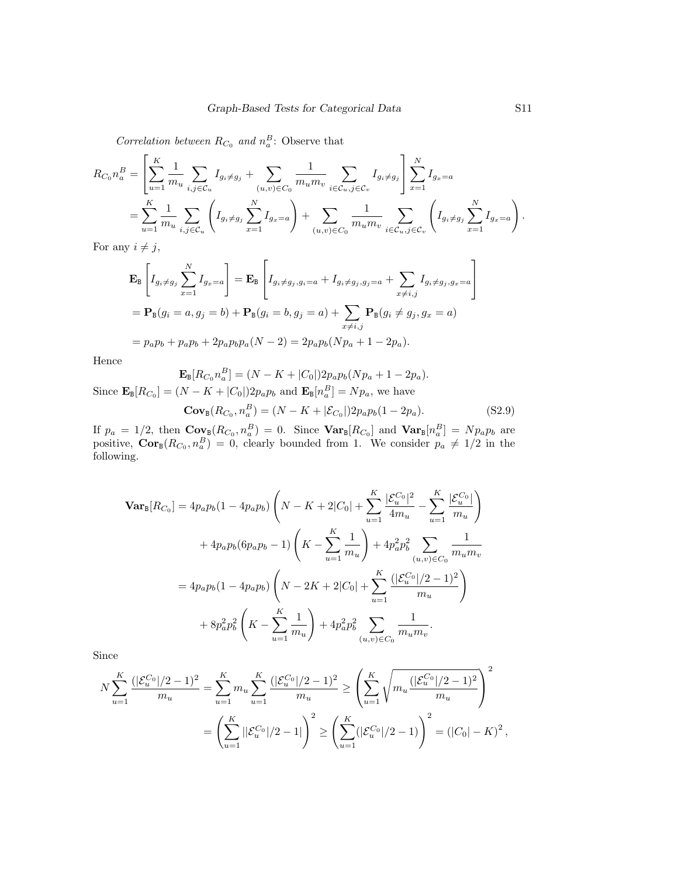*Correlation between $R_{C_0}$ and $n_a^B$:* Observe that

$$
\begin{aligned}
R_{C_0} n_a^B &= \left[ \sum_{u=1}^K \frac{1}{m_u} \sum_{i,j \in \mathcal{C}_u} I_{g_i \neq g_j} + \sum_{(u,v) \in C_0} \frac{1}{m_u m_v} \sum_{i \in \mathcal{C}_u, j \in \mathcal{C}_v} I_{g_i \neq g_j} \right] \sum_{x=1}^N I_{g_x = a} \\
&= \sum_{u=1}^K \frac{1}{m_u} \sum_{i,j \in \mathcal{C}_u} \left( I_{g_i \neq g_j} \sum_{x=1}^N I_{g_x = a} \right) + \sum_{(u,v) \in C_0} \frac{1}{m_u m_v} \sum_{i \in \mathcal{C}_u, j \in \mathcal{C}_v} \left( I_{g_i \neq g_j} \sum_{x=1}^N I_{g_x = a} \right).
\end{aligned}
$$

For any $i \neq j$,

$$
\begin{aligned}
&\mathbf{E}_{\mathtt{B}} \left[ I_{g_i \neq g_j} \sum_{x=1}^N I_{g_x = a} \right] = \mathbf{E}_{\mathtt{B}} \left[ I_{g_i \neq g_j, g_i = a} + I_{g_i \neq g_j, g_j = a} + \sum_{x \neq i,j} I_{g_i \neq g_j, g_x = a} \right] \\
&= \mathbf{P}_{\mathtt{B}}(g_i = a, g_j = b) + \mathbf{P}_{\mathtt{B}}(g_i = b, g_j = a) + \sum_{x \neq i,j} \mathbf{P}_{\mathtt{B}}(g_i \neq g_j, g_x = a) \\
&= p_a p_b + p_a p_b + 2 p_a p_b p_a (N-2) = 2 p_a p_b (N p_a + 1 - 2 p_a).
\end{aligned}
$$

Hence

$$
\mathbf{E}_{\mathtt{B}}[R_{C_0} n_a^B] = (N - K + |C_0|) 2 p_a p_b (N p_a + 1 - 2 p_a).
$$

Since $\mathbf{E}_{\mathtt{B}}[R_{C_0}] = (N - K + |C_0|) 2 p_a p_b$ and $\mathbf{E}_{\mathtt{B}}[n_a^B] = N p_a$, we have

$$
\mathbf{Cov}_{\mathtt{B}}(R_{C_0}, n_a^B) = (N - K + |\mathcal{E}_{C_0}|) 2 p_a p_b (1 - 2 p_a). \tag{S2.9}
$$

If $p_a = 1/2$, then $\mathbf{Cov}_{\mathtt{B}}(R_{C_0}, n_a^B) = 0$. Since $\mathbf{Var}_{\mathtt{B}}[R_{C_0}]$ and $\mathbf{Var}_{\mathtt{B}}[n_a^B] = N p_a p_b$ are positive, $\mathbf{Cor}_{\mathtt{B}}(R_{C_0}, n_a^B) = 0$, clearly bounded from 1. We consider $p_a \neq 1/2$ in the following.

$$
\begin{aligned}
\mathbf{Var}_{\mathtt{B}}[R_{C_0}] &= 4 p_a p_b (1 - 4 p_a p_b) \left( N - K + 2|C_0| + \sum_{u=1}^K \frac{|\mathcal{E}_u^{C_0}|^2}{4 m_u} - \sum_{u=1}^K \frac{|\mathcal{E}_u^{C_0}|}{m_u} \right) \\
&\quad + 4 p_a p_b (6 p_a p_b - 1) \left( K - \sum_{u=1}^K \frac{1}{m_u} \right) + 4 p_a^2 p_b^2 \sum_{(u,v) \in C_0} \frac{1}{m_u m_v} \\
&= 4 p_a p_b (1 - 4 p_a p_b) \left( N - 2K + 2|C_0| + \sum_{u=1}^K \frac{(|\mathcal{E}_u^{C_0}|/2 - 1)^2}{m_u} \right) \\
&\quad + 8 p_a^2 p_b^2 \left( K - \sum_{u=1}^K \frac{1}{m_u} \right) + 4 p_a^2 p_b^2 \sum_{(u,v) \in C_0} \frac{1}{m_u m_v}.
\end{aligned}
$$

Since

$$
\begin{aligned}
N \sum_{u=1}^K \frac{(|\mathcal{E}_u^{C_0}|/2 - 1)^2}{m_u} &= \sum_{u=1}^K m_u \sum_{u=1}^K \frac{(|\mathcal{E}_u^{C_0}|/2 - 1)^2}{m_u} \geq \left( \sum_{u=1}^K \sqrt{m_u \frac{(|\mathcal{E}_u^{C_0}|/2 - 1)^2}{m_u}} \right)^2 \\
&= \left( \sum_{u=1}^K \left| |\mathcal{E}_u^{C_0}|/2 - 1 \right| \right)^2 \geq \left( \sum_{u=1}^K (|\mathcal{E}_u^{C_0}|/2 - 1) \right)^2 = \left( |C_0| - K \right)^2,
\end{aligned}
$$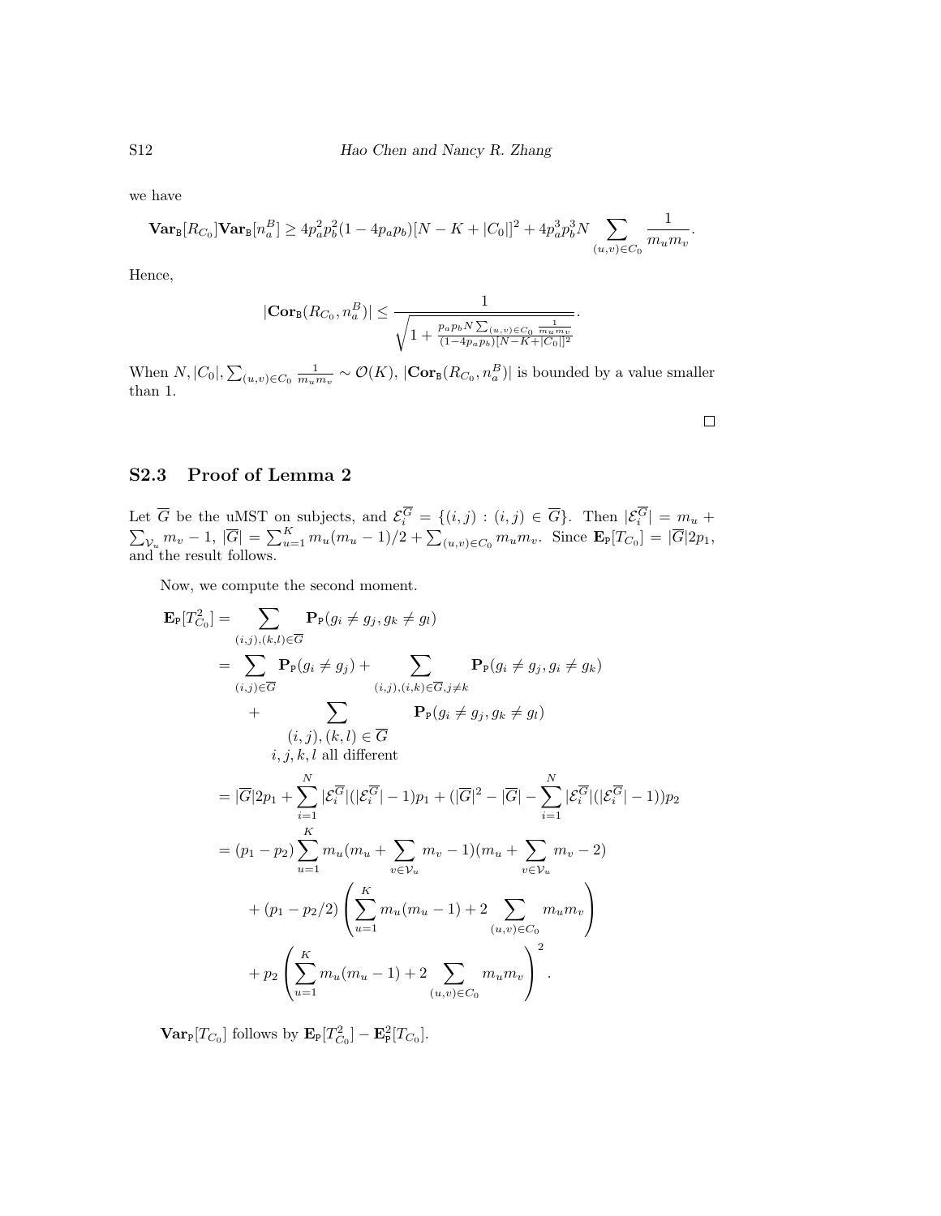we have

$$\mathbf{Var}_{\mathtt{B}}[R_{C_0}]\mathbf{Var}_{\mathtt{B}}[n_a^B] \geq 4p_a^2p_b^2(1-4p_ap_b)[N-K+|C_0|]^2 + 4p_a^3p_b^3N\sum_{(u,v)\in C_0}\frac{1}{m_um_v}.$$

Hence,

$$|\mathbf{Cor}_{\mathtt{B}}(R_{C_0}, n_a^B)| \leq \frac{1}{\sqrt{1+\frac{p_ap_bN\sum_{(u,v)\in C_0}\frac{1}{m_um_v}}{(1-4p_ap_b)[N-K+|C_0|]^2}}}.$$

When $N, |C_0|, \sum_{(u,v)\in C_0}\frac{1}{m_um_v} \sim \mathcal{O}(K)$, $|\mathbf{Cor}_{\mathtt{B}}(R_{C_0}, n_a^B)|$ is bounded by a value smaller than 1.

□

## S2.3 Proof of Lemma 2

Let $\overline{G}$ be the uMST on subjects, and $\mathcal{E}_i^{\overline{G}} = \{(i,j) : (i,j) \in \overline{G}\}$. Then $|\mathcal{E}_i^{\overline{G}}| = m_u + \sum_{\mathcal{V}_u} m_v - 1$, $|\overline{G}| = \sum_{u=1}^K m_u(m_u-1)/2 + \sum_{(u,v)\in C_0} m_um_v$. Since $\mathbf{E}_{\mathtt{P}}[T_{C_0}] = |\overline{G}|2p_1$, and the result follows.

Now, we compute the second moment.

$$\begin{aligned}
\mathbf{E}_{\mathtt{P}}[T_{C_0}^2] &= \sum_{(i,j),(k,l)\in\overline{G}} \mathbf{P}_{\mathtt{P}}(g_i \neq g_j, g_k \neq g_l) \\
&= \sum_{(i,j)\in\overline{G}} \mathbf{P}_{\mathtt{P}}(g_i \neq g_j) + \sum_{(i,j),(i,k)\in\overline{G}, j\neq k} \mathbf{P}_{\mathtt{P}}(g_i \neq g_j, g_i \neq g_k) \\
&\quad + \sum_{\substack{(i,j),(k,l)\in\overline{G} \\ i,j,k,l \text{ all different}}} \mathbf{P}_{\mathtt{P}}(g_i \neq g_j, g_k \neq g_l) \\
&= |\overline{G}|2p_1 + \sum_{i=1}^N |\mathcal{E}_i^{\overline{G}}|(|\mathcal{E}_i^{\overline{G}}|-1)p_1 + (|\overline{G}|^2 - |\overline{G}| - \sum_{i=1}^N |\mathcal{E}_i^{\overline{G}}|(|\mathcal{E}_i^{\overline{G}}|-1))p_2 \\
&= (p_1-p_2)\sum_{u=1}^K m_u(m_u + \sum_{v\in\mathcal{V}_u} m_v - 1)(m_u + \sum_{v\in\mathcal{V}_u} m_v - 2) \\
&\quad + (p_1 - p_2/2)\left(\sum_{u=1}^K m_u(m_u-1) + 2\sum_{(u,v)\in C_0} m_um_v\right) \\
&\quad + p_2\left(\sum_{u=1}^K m_u(m_u-1) + 2\sum_{(u,v)\in C_0} m_um_v\right)^2.
\end{aligned}$$

$\mathbf{Var}_{\mathtt{P}}[T_{C_0}]$ follows by $\mathbf{E}_{\mathtt{P}}[T_{C_0}^2] - \mathbf{E}_{\mathtt{P}}^2[T_{C_0}]$.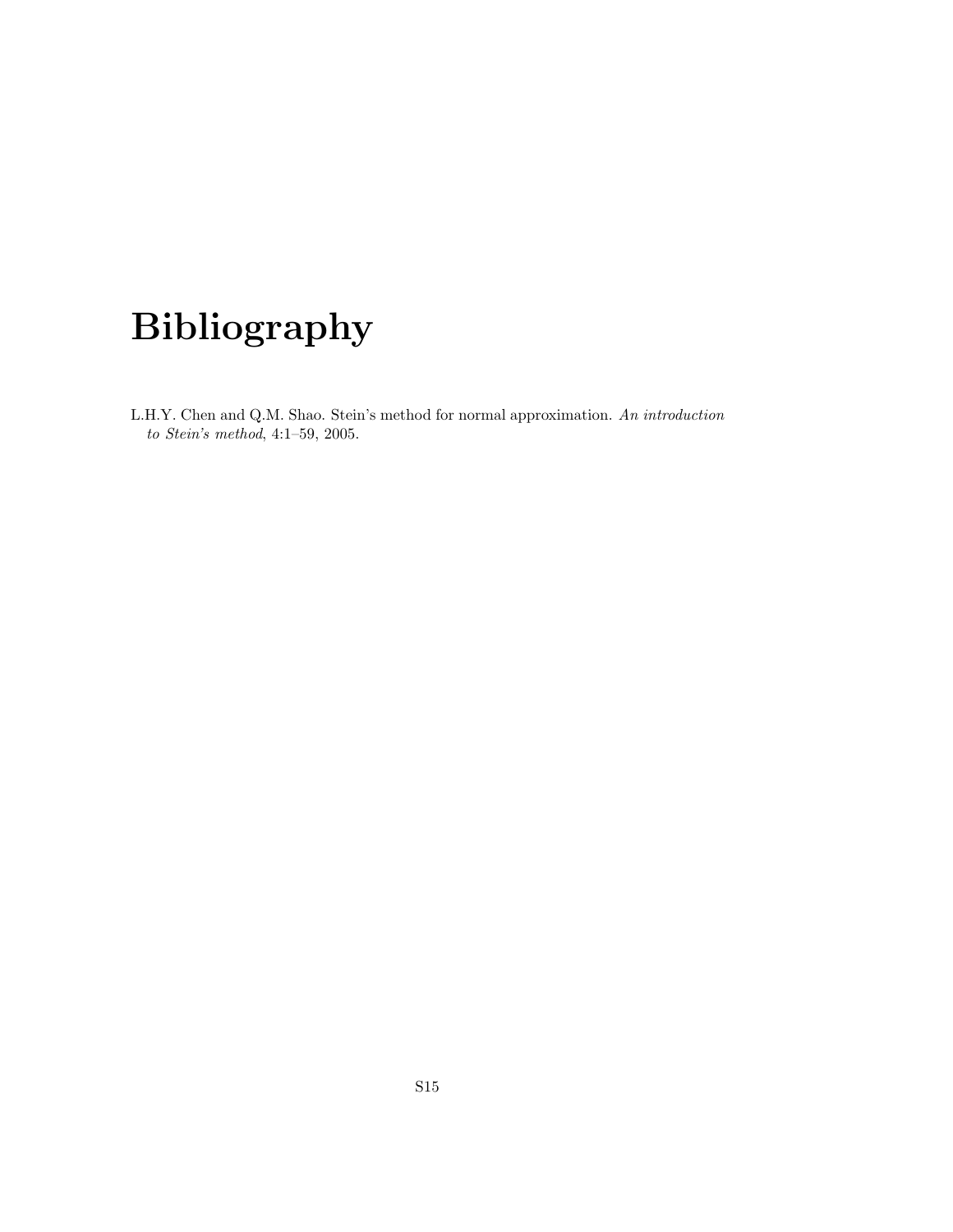# Bibliography

L.H.Y. Chen and Q.M. Shao. Stein's method for normal approximation. *An introduction to Stein's method*, 4:1–59, 2005.